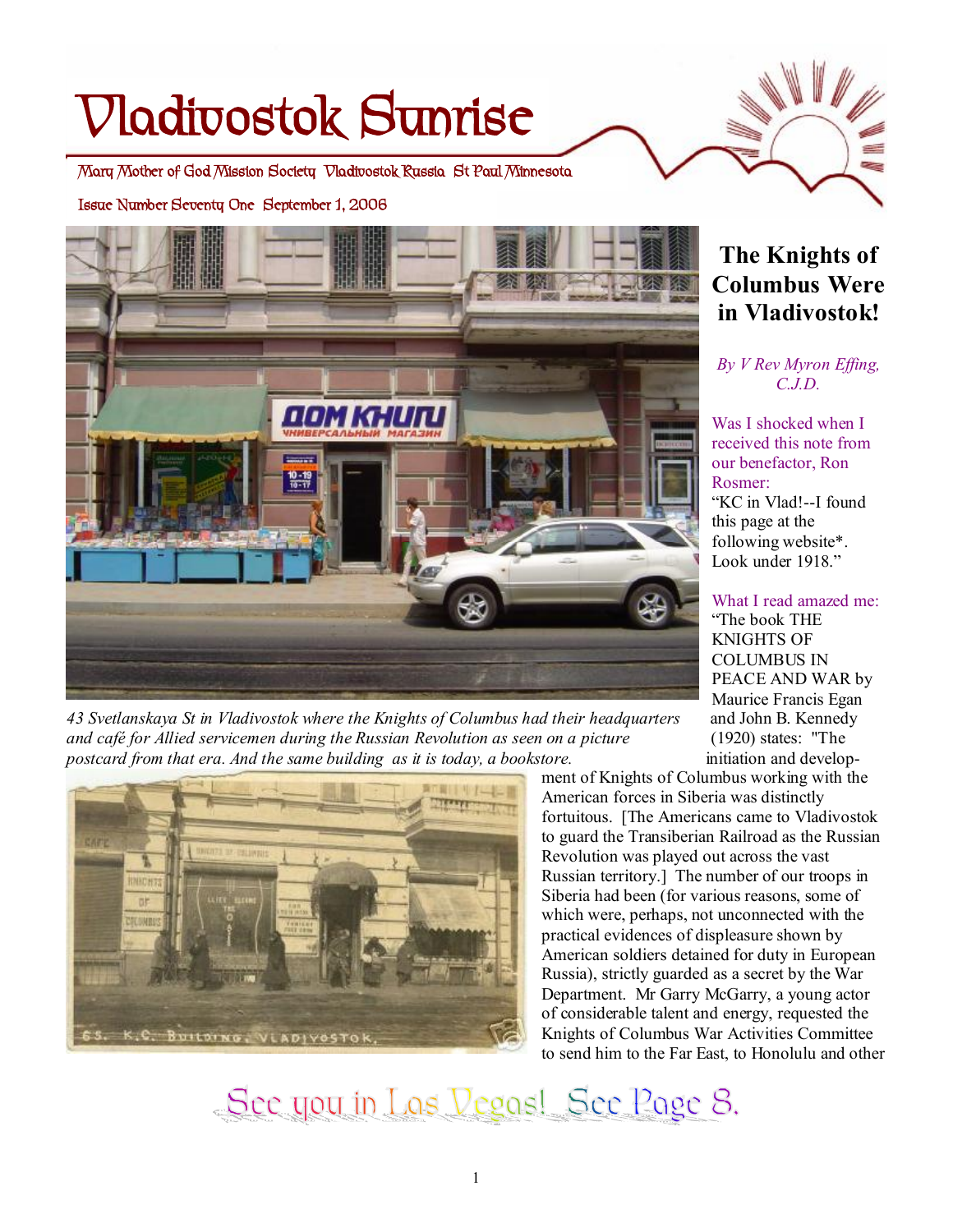# Vladivostok Sunrise

Mary Mother of God Mission Society Vladivostok Russia St Paul Minnesota

Issue Number Seventy One September 1, 2006

*43 Svetlanskaya St in Vladivostok where the Knights of Columbus had their headquarters and café for Allied servicemen during the Russian Revolution as seen on a picture postcard from that era. And the same building as it is today, a bookstore.*

## The Knights of Columbus Were in Vladivostok!

*By V Rev Myron Effing, C.J.D.*

Was I shocked when I received this note from our benefactor, Ron Rosmer:

"KC in Vlad!--I found this page at the following website*. Look under 1918."

What I read amazed me:

"The book THE KNIGHTS OF COLUMBUS IN PEACE AND WAR by Maurice Francis Egan and John B. Kennedy (1920) states: "The initiation and development of Knights of Columbus working with the American forces in Siberia was distinctly fortuitous. [The Americans came to Vladivostok to guard the Transiberian Railroad as the Russian Revolution was played out across the vast Russian territory.] The number of our troops in Siberia had been (for various reasons, some of which were, perhaps, not unconnected with the practical evidences of displeasure shown by American soldiers detained for duty in European Russia), strictly guarded as a secret by the War Department. Mr Garry McGarry, a young actor of considerable talent and energy, requested the Knights of Columbus War Activities Committee to send him to the Far East, to Honolulu and other

See you in Las Vegas! See Page 8.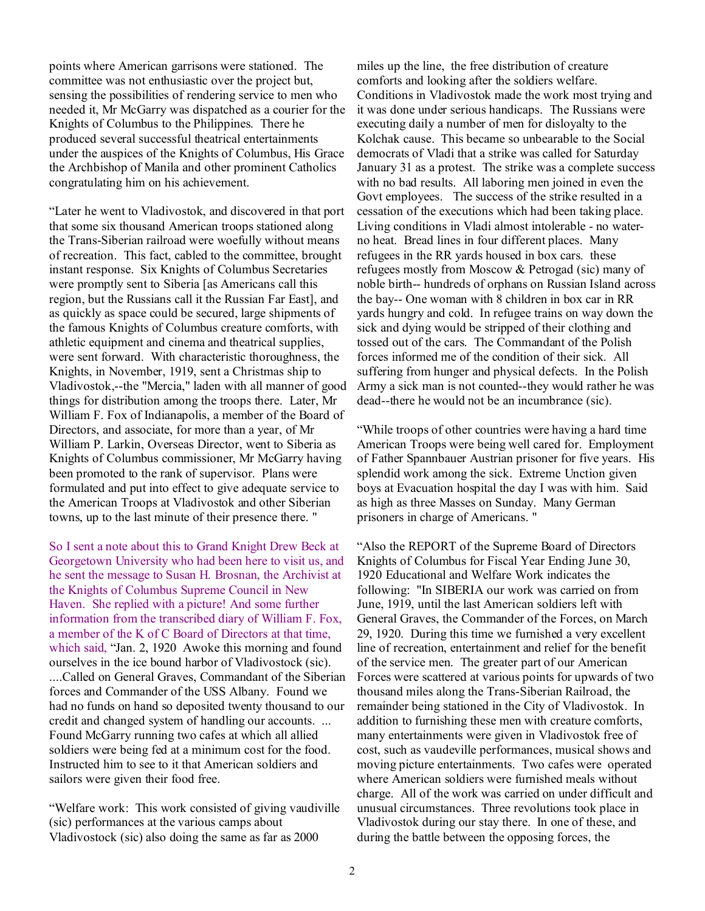points where American garrisons were stationed. The committee was not enthusiastic over the project but, sensing the possibilities of rendering service to men who needed it, Mr McGarry was dispatched as a courier for the Knights of Columbus to the Philippines. There he produced several successful theatrical entertainments under the auspices of the Knights of Columbus, His Grace the Archbishop of Manila and other prominent Catholics congratulating him on his achievement.

"Later he went to Vladivostok, and discovered in that port that some six thousand American troops stationed along the Trans-Siberian railroad were woefully without means of recreation. This fact, cabled to the committee, brought instant response. Six Knights of Columbus Secretaries were promptly sent to Siberia [as Americans call this region, but the Russians call it the Russian Far East], and as quickly as space could be secured, large shipments of the famous Knights of Columbus creature comforts, with athletic equipment and cinema and theatrical supplies, were sent forward. With characteristic thoroughness, the Knights, in November, 1919, sent a Christmas ship to Vladivostok,--the "Mercia," laden with all manner of good things for distribution among the troops there. Later, Mr William F. Fox of Indianapolis, a member of the Board of Directors, and associate, for more than a year, of Mr William P. Larkin, Overseas Director, went to Siberia as Knights of Columbus commissioner, Mr McGarry having been promoted to the rank of supervisor. Plans were formulated and put into effect to give adequate service to the American Troops at Vladivostok and other Siberian towns, up to the last minute of their presence there. "

So I sent a note about this to Grand Knight Drew Beck at Georgetown University who had been here to visit us, and he sent the message to Susan H. Brosnan, the Archivist at the Knights of Columbus Supreme Council in New Haven. She replied with a picture! And some further information from the transcribed diary of William F. Fox, a member of the K of C Board of Directors at that time, which said, "Jan. 2, 1920 Awoke this morning and found ourselves in the ice bound harbor of Vladivostock (sic). ....Called on General Graves, Commandant of the Siberian forces and Commander of the USS Albany. Found we had no funds on hand so deposited twenty thousand to our credit and changed system of handling our accounts. ... Found McGarry running two cafes at which all allied soldiers were being fed at a minimum cost for the food. Instructed him to see to it that American soldiers and sailors were given their food free.

"Welfare work: This work consisted of giving vaudiville (sic) performances at the various camps about Vladivostock (sic) also doing the same as far as 2000 miles up the line, the free distribution of creature comforts and looking after the soldiers welfare. Conditions in Vladivostok made the work most trying and it was done under serious handicaps. The Russians were executing daily a number of men for disloyalty to the Kolchak cause. This became so unbearable to the Social democrats of Vladi that a strike was called for Saturday January 31 as a protest. The strike was a complete success with no bad results. All laboring men joined in even the Govt employees. The success of the strike resulted in a cessation of the executions which had been taking place. Living conditions in Vladi almost intolerable - no water- no heat. Bread lines in four different places. Many refugees in the RR yards housed in box cars. these refugees mostly from Moscow & Petrogad (sic) many of noble birth-- hundreds of orphans on Russian Island across the bay-- One woman with 8 children in box car in RR yards hungry and cold. In refugee trains on way down the sick and dying would be stripped of their clothing and tossed out of the cars. The Commandant of the Polish forces informed me of the condition of their sick. All suffering from hunger and physical defects. In the Polish Army a sick man is not counted--they would rather he was dead--there he would not be an incumbrance (sic).

"While troops of other countries were having a hard time American Troops were being well cared for. Employment of Father Spannbauer Austrian prisoner for five years. His splendid work among the sick. Extreme Unction given boys at Evacuation hospital the day I was with him. Said as high as three Masses on Sunday. Many German prisoners in charge of Americans. "

"Also the REPORT of the Supreme Board of Directors Knights of Columbus for Fiscal Year Ending June 30, 1920 Educational and Welfare Work indicates the following: "In SIBERIA our work was carried on from June, 1919, until the last American soldiers left with General Graves, the Commander of the Forces, on March 29, 1920. During this time we furnished a very excellent line of recreation, entertainment and relief for the benefit of the service men. The greater part of our American Forces were scattered at various points for upwards of two thousand miles along the Trans-Siberian Railroad, the remainder being stationed in the City of Vladivostok. In addition to furnishing these men with creature comforts, many entertainments were given in Vladivostok free of cost, such as vaudeville performances, musical shows and moving picture entertainments. Two cafes were operated where American soldiers were furnished meals without charge. All of the work was carried on under difficult and unusual circumstances. Three revolutions took place in Vladivostok during our stay there. In one of these, and during the battle between the opposing forces, the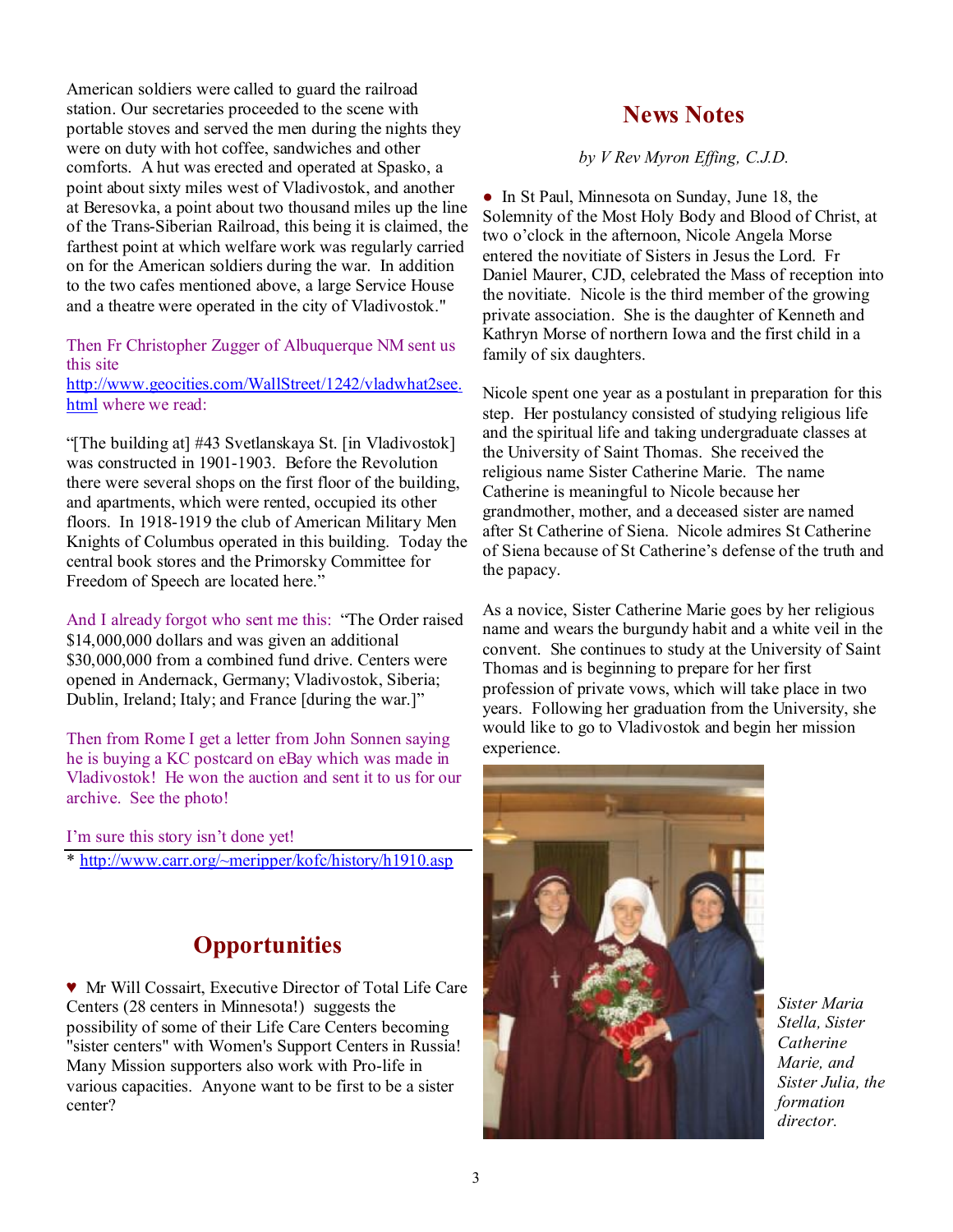American soldiers were called to guard the railroad station. Our secretaries proceeded to the scene with portable stoves and served the men during the nights they were on duty with hot coffee, sandwiches and other comforts. A hut was erected and operated at Spasko, a point about sixty miles west of Vladivostok, and another at Beresovka, a point about two thousand miles up the line of the Trans-Siberian Railroad, this being it is claimed, the farthest point at which welfare work was regularly carried on for the American soldiers during the war. In addition to the two cafes mentioned above, a large Service House and a theatre were operated in the city of Vladivostok."

Then Fr Christopher Zugger of Albuquerque NM sent us this site http://www.geocities.com/WallStreet/1242/vladwhat2see.html where we read:

"[The building at] #43 Svetlanskaya St. [in Vladivostok] was constructed in 1901-1903. Before the Revolution there were several shops on the first floor of the building, and apartments, which were rented, occupied its other floors. In 1918-1919 the club of American Military Men Knights of Columbus operated in this building. Today the central book stores and the Primorsky Committee for Freedom of Speech are located here."

And I already forgot who sent me this: "The Order raised $14,000,000 dollars and was given an additional $30,000,000 from a combined fund drive. Centers were opened in Andernack, Germany; Vladivostok, Siberia; Dublin, Ireland; Italy; and France [during the war.]"

Then from Rome I get a letter from John Sonnen saying he is buying a KC postcard on eBay which was made in Vladivostok! He won the auction and sent it to us for our archive. See the photo!

I'm sure this story isn't done yet!

* http://www.carr.org/~meripper/kofc/history/h1910.asp

## Opportunities

♥ Mr Will Cossairt, Executive Director of Total Life Care Centers (28 centers in Minnesota!) suggests the possibility of some of their Life Care Centers becoming "sister centers" with Women's Support Centers in Russia! Many Mission supporters also work with Pro-life in various capacities. Anyone want to be first to be a sister center?

## News Notes

*by V Rev Myron Effing, C.J.D.*

● In St Paul, Minnesota on Sunday, June 18, the Solemnity of the Most Holy Body and Blood of Christ, at two o'clock in the afternoon, Nicole Angela Morse entered the novitiate of Sisters in Jesus the Lord. Fr Daniel Maurer, CJD, celebrated the Mass of reception into the novitiate. Nicole is the third member of the growing private association. She is the daughter of Kenneth and Kathryn Morse of northern Iowa and the first child in a family of six daughters.

Nicole spent one year as a postulant in preparation for this step. Her postulancy consisted of studying religious life and the spiritual life and taking undergraduate classes at the University of Saint Thomas. She received the religious name Sister Catherine Marie. The name Catherine is meaningful to Nicole because her grandmother, mother, and a deceased sister are named after St Catherine of Siena. Nicole admires St Catherine of Siena because of St Catherine's defense of the truth and the papacy.

As a novice, Sister Catherine Marie goes by her religious name and wears the burgundy habit and a white veil in the convent. She continues to study at the University of Saint Thomas and is beginning to prepare for her first profession of private vows, which will take place in two years. Following her graduation from the University, she would like to go to Vladivostok and begin her mission experience.

*Sister Maria Stella, Sister Catherine Marie, and Sister Julia, the formation director.*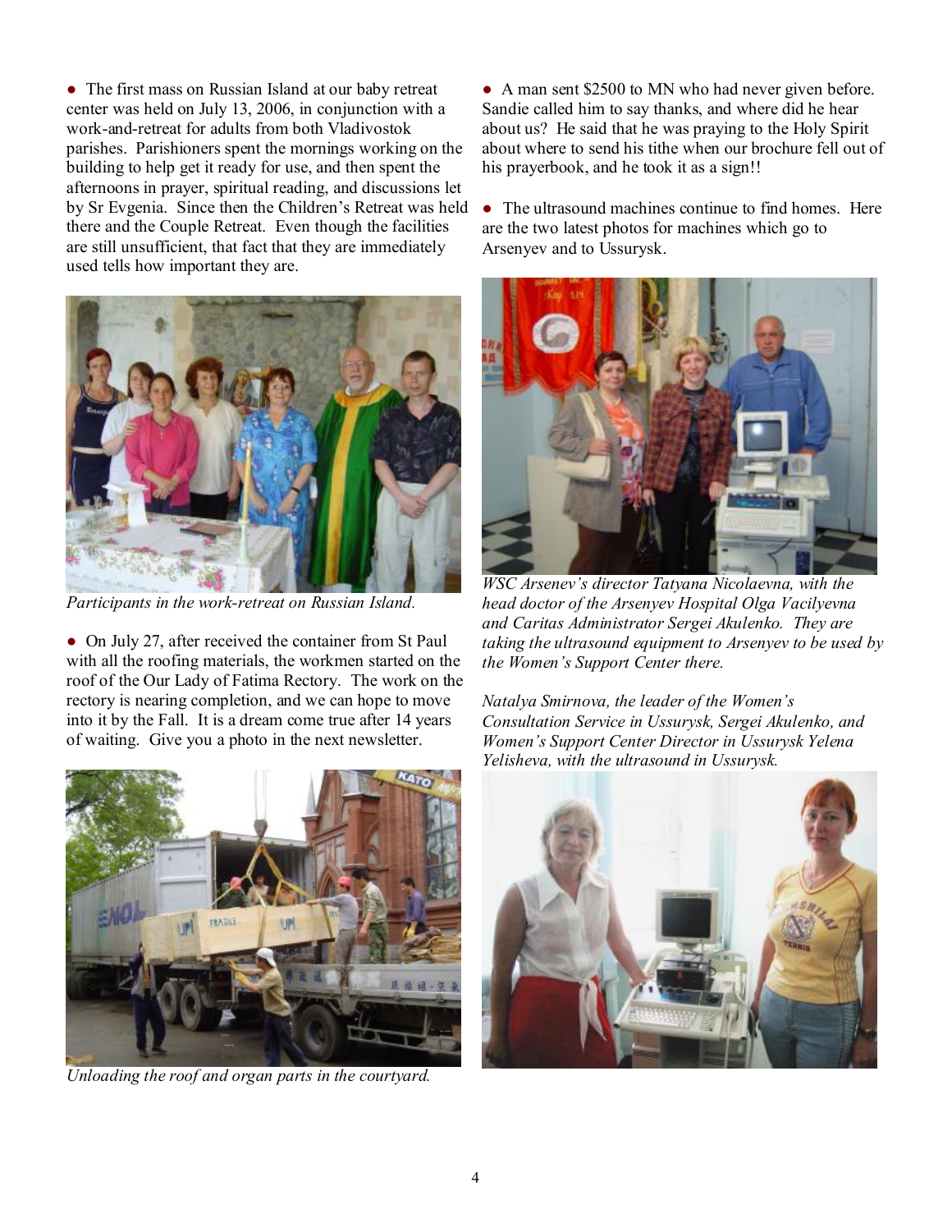● The first mass on Russian Island at our baby retreat center was held on July 13, 2006, in conjunction with a work-and-retreat for adults from both Vladivostok parishes. Parishioners spent the mornings working on the building to help get it ready for use, and then spent the afternoons in prayer, spiritual reading, and discussions let by Sr Evgenia. Since then the Children's Retreat was held there and the Couple Retreat. Even though the facilities are still unsufficient, that fact that they are immediately used tells how important they are.

*Participants in the work-retreat on Russian Island.*

● On July 27, after received the container from St Paul with all the roofing materials, the workmen started on the roof of the Our Lady of Fatima Rectory. The work on the rectory is nearing completion, and we can hope to move into it by the Fall. It is a dream come true after 14 years of waiting. Give you a photo in the next newsletter.

*Unloading the roof and organ parts in the courtyard.*

● A man sent $2500 to MN who had never given before. Sandie called him to say thanks, and where did he hear about us? He said that he was praying to the Holy Spirit about where to send his tithe when our brochure fell out of his prayerbook, and he took it as a sign!!

● The ultrasound machines continue to find homes. Here are the two latest photos for machines which go to Arsenyev and to Ussurysk.

*WSC Arsenev's director Tatyana Nicolaevna, with the head doctor of the Arsenyev Hospital Olga Vacilyevna and Caritas Administrator Sergei Akulenko. They are taking the ultrasound equipment to Arsenyev to be used by the Women's Support Center there.*

*Natalya Smirnova, the leader of the Women's Consultation Service in Ussurysk, Sergei Akulenko, and Women's Support Center Director in Ussurysk Yelena Yelisheva, with the ultrasound in Ussurysk.*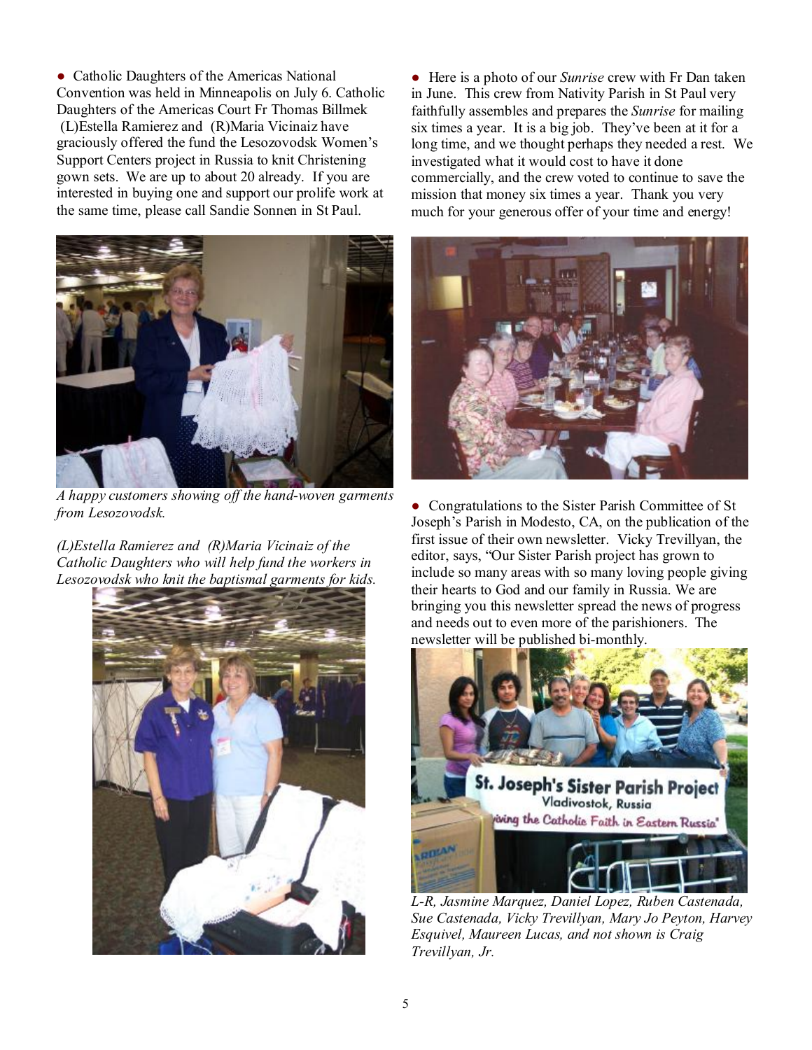● Catholic Daughters of the Americas National Convention was held in Minneapolis on July 6. Catholic Daughters of the Americas Court Fr Thomas Billmek (L)Estella Ramierez and (R)Maria Vicinaiz have graciously offered the fund the Lesozovodsk Women's Support Centers project in Russia to knit Christening gown sets. We are up to about 20 already. If you are interested in buying one and support our prolife work at the same time, please call Sandie Sonnen in St Paul.

*A happy customers showing off the hand-woven garments from Lesozovodsk.*

*(L)Estella Ramierez and (R)Maria Vicinaiz of the Catholic Daughters who will help fund the workers in Lesozovodsk who knit the baptismal garments for kids.*

● Here is a photo of our *Sunrise* crew with Fr Dan taken in June. This crew from Nativity Parish in St Paul very faithfully assembles and prepares the *Sunrise* for mailing six times a year. It is a big job. They've been at it for a long time, and we thought perhaps they needed a rest. We investigated what it would cost to have it done commercially, and the crew voted to continue to save the mission that money six times a year. Thank you very much for your generous offer of your time and energy!

● Congratulations to the Sister Parish Committee of St Joseph's Parish in Modesto, CA, on the publication of the first issue of their own newsletter. Vicky Trevillyan, the editor, says, "Our Sister Parish project has grown to include so many areas with so many loving people giving their hearts to God and our family in Russia. We are bringing you this newsletter spread the news of progress and needs out to even more of the parishioners. The newsletter will be published bi-monthly.

*L-R, Jasmine Marquez, Daniel Lopez, Ruben Castenada, Sue Castenada, Vicky Trevillyan, Mary Jo Peyton, Harvey Esquivel, Maureen Lucas, and not shown is Craig Trevillyan, Jr.*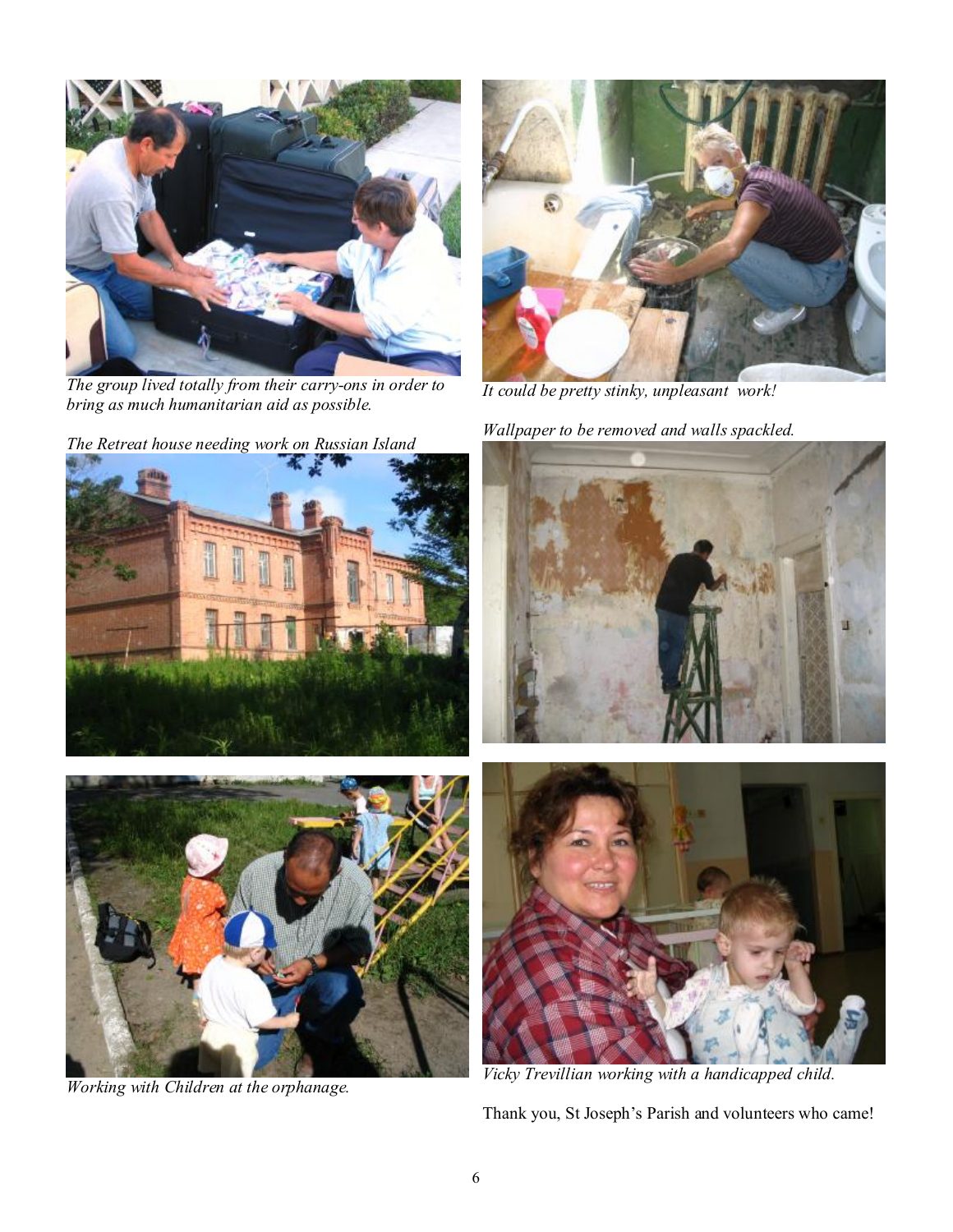*The group lived totally from their carry-ons in order to bring as much humanitarian aid as possible.*

*It could be pretty stinky, unpleasant work!*

*The Retreat house needing work on Russian Island*

*Wallpaper to be removed and walls spackled.*

*Working with Children at the orphanage.*

*Vicky Trevillian working with a handicapped child.*

Thank you, St Joseph's Parish and volunteers who came!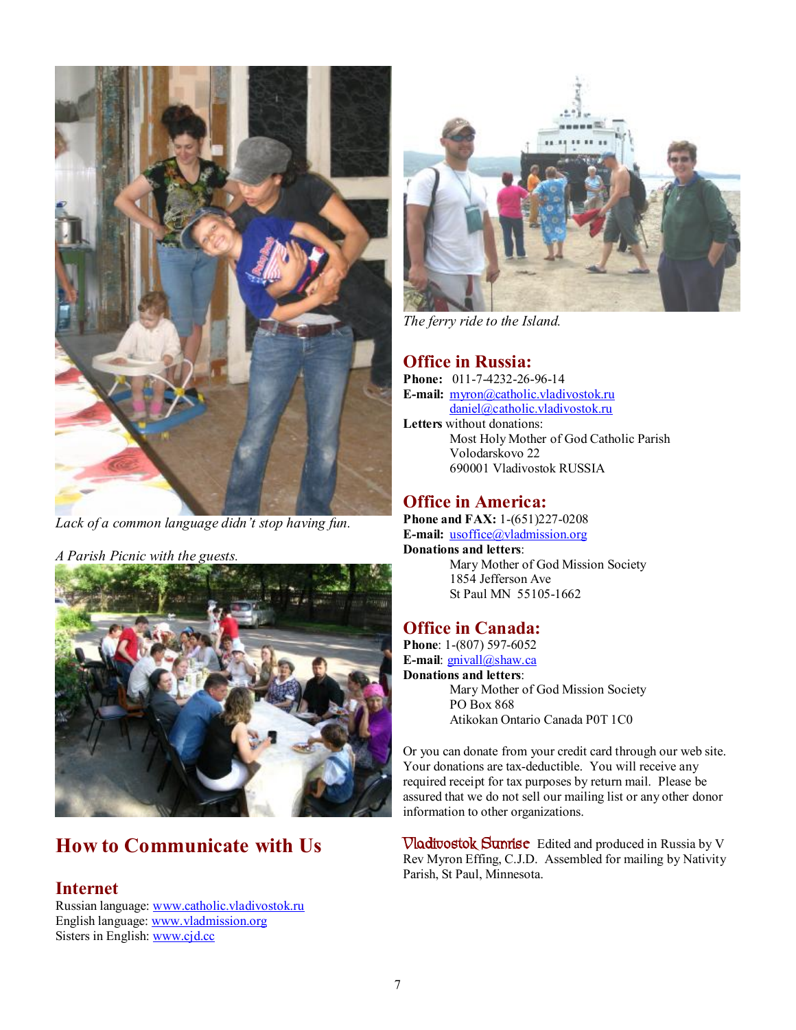*Lack of a common language didn't stop having fun.*

*A Parish Picnic with the guests.*

## How to Communicate with Us

### Internet

Russian language: www.catholic.vladivostok.ru
English language: www.vladmission.org
Sisters in English: www.cjd.cc

*The ferry ride to the Island.*

### Office in Russia:

**Phone:** 011-7-4232-26-96-14
**E-mail:** myron@catholic.vladivostok.ru
daniel@catholic.vladivostok.ru
**Letters** without donations:

Most Holy Mother of God Catholic Parish
Volodarskovo 22
690001 Vladivostok RUSSIA

### Office in America:

**Phone and FAX:** 1-(651)227-0208
**E-mail:** usoffice@vladmission.org
**Donations and letters**:

Mary Mother of God Mission Society
1854 Jefferson Ave
St Paul MN 55105-1662

### Office in Canada:

**Phone**: 1-(807) 597-6052
**E-mail**: gnivall@shaw.ca
**Donations and letters**:

Mary Mother of God Mission Society
PO Box 868
Atikokan Ontario Canada P0T 1C0

Or you can donate from your credit card through our web site. Your donations are tax-deductible. You will receive any required receipt for tax purposes by return mail. Please be assured that we do not sell our mailing list or any other donor information to other organizations.

Vladivostok Sunrise Edited and produced in Russia by V Rev Myron Effing, C.J.D. Assembled for mailing by Nativity Parish, St Paul, Minnesota.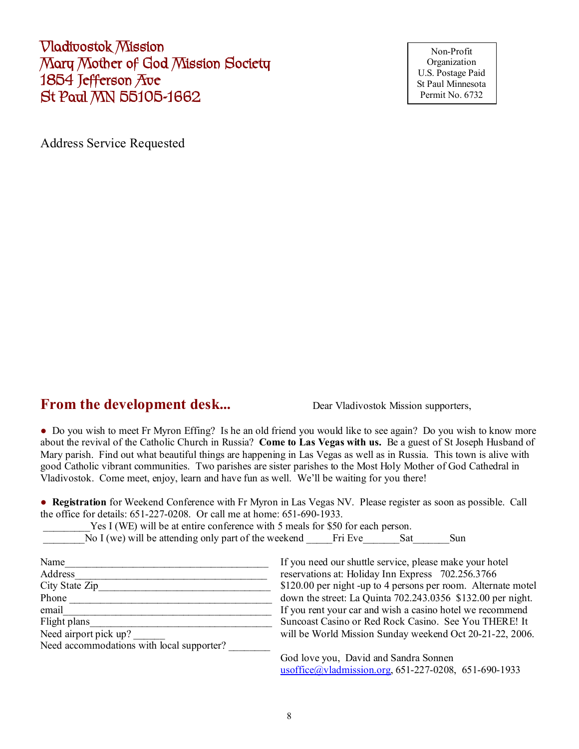Vladivostok Mission
Mary Mother of God Mission Society
1854 Jefferson Ave
St Paul MN 55105-1662

Non-Profit
Organization
U.S. Postage Paid
St Paul Minnesota
Permit No. 6732

Address Service Requested

## From the development desk...

Dear Vladivostok Mission supporters,

● Do you wish to meet Fr Myron Effing? Is he an old friend you would like to see again? Do you wish to know more about the revival of the Catholic Church in Russia? **Come to Las Vegas with us.** Be a guest of St Joseph Husband of Mary parish. Find out what beautiful things are happening in Las Vegas as well as in Russia. This town is alive with good Catholic vibrant communities. Two parishes are sister parishes to the Most Holy Mother of God Cathedral in Vladivostok. Come meet, enjoy, learn and have fun as well. We'll be waiting for you there!

● **Registration** for Weekend Conference with Fr Myron in Las Vegas NV. Please register as soon as possible. Call the office for details: 651-227-0208. Or call me at home: 651-690-1933.

_________Yes I (WE) will be at entire conference with 5 meals for $50 for each person.

________No I (we) will be attending only part of the weekend _____Fri Eve_______Sat_______Sun

Name_______________________________________
Address_____________________________________
City State Zip_________________________________
Phone ______________________________________
email_______________________________________
Flight plans__________________________________
Need airport pick up? ______
Need accommodations with local supporter? ________

If you need our shuttle service, please make your hotel reservations at: Holiday Inn Express 702.256.3766 $120.00 per night -up to 4 persons per room. Alternate motel down the street: La Quinta 702.243.0356 $132.00 per night. If you rent your car and wish a casino hotel we recommend Suncoast Casino or Red Rock Casino. See You THERE! It will be World Mission Sunday weekend Oct 20-21-22, 2006.

God love you, David and Sandra Sonnen
usoffice@vladmission.org, 651-227-0208, 651-690-1933